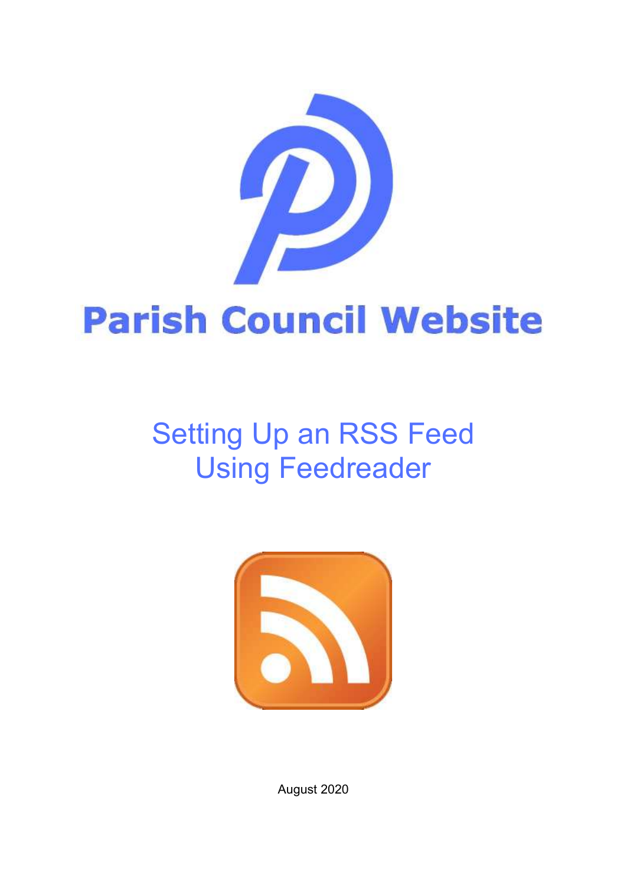# Parish Council Website

## Setting Up an RSS Feed Using Feedreader

August 2020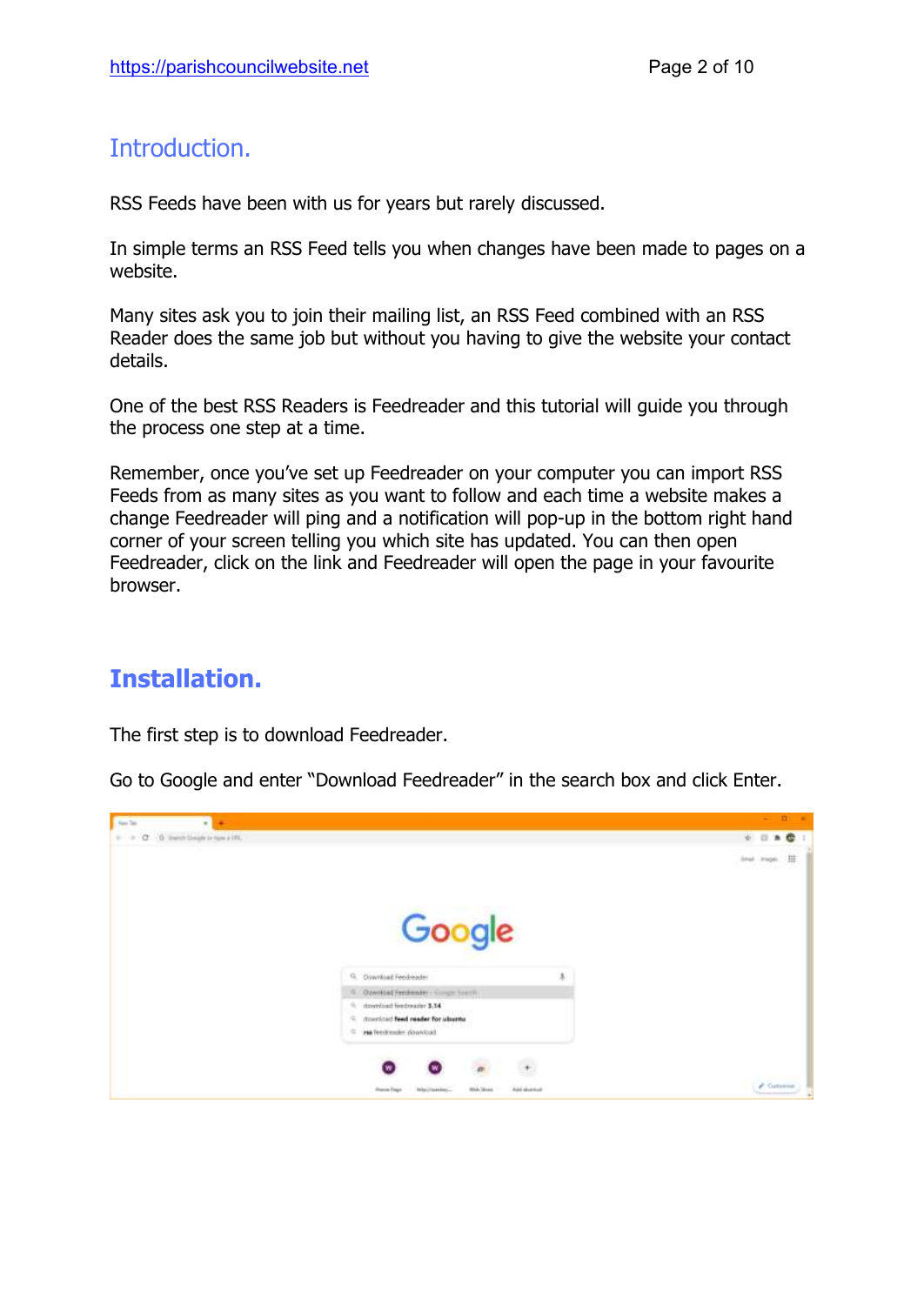## Introduction.

RSS Feeds have been with us for years but rarely discussed.

In simple terms an RSS Feed tells you when changes have been made to pages on a website.

Many sites ask you to join their mailing list, an RSS Feed combined with an RSS Reader does the same job but without you having to give the website your contact details.

One of the best RSS Readers is Feedreader and this tutorial will guide you through the process one step at a time.

Remember, once you've set up Feedreader on your computer you can import RSS Feeds from as many sites as you want to follow and each time a website makes a change Feedreader will ping and a notification will pop-up in the bottom right hand corner of your screen telling you which site has updated. You can then open Feedreader, click on the link and Feedreader will open the page in your favourite browser.

## Installation.

The first step is to download Feedreader.

Go to Google and enter "Download Feedreader" in the search box and click Enter.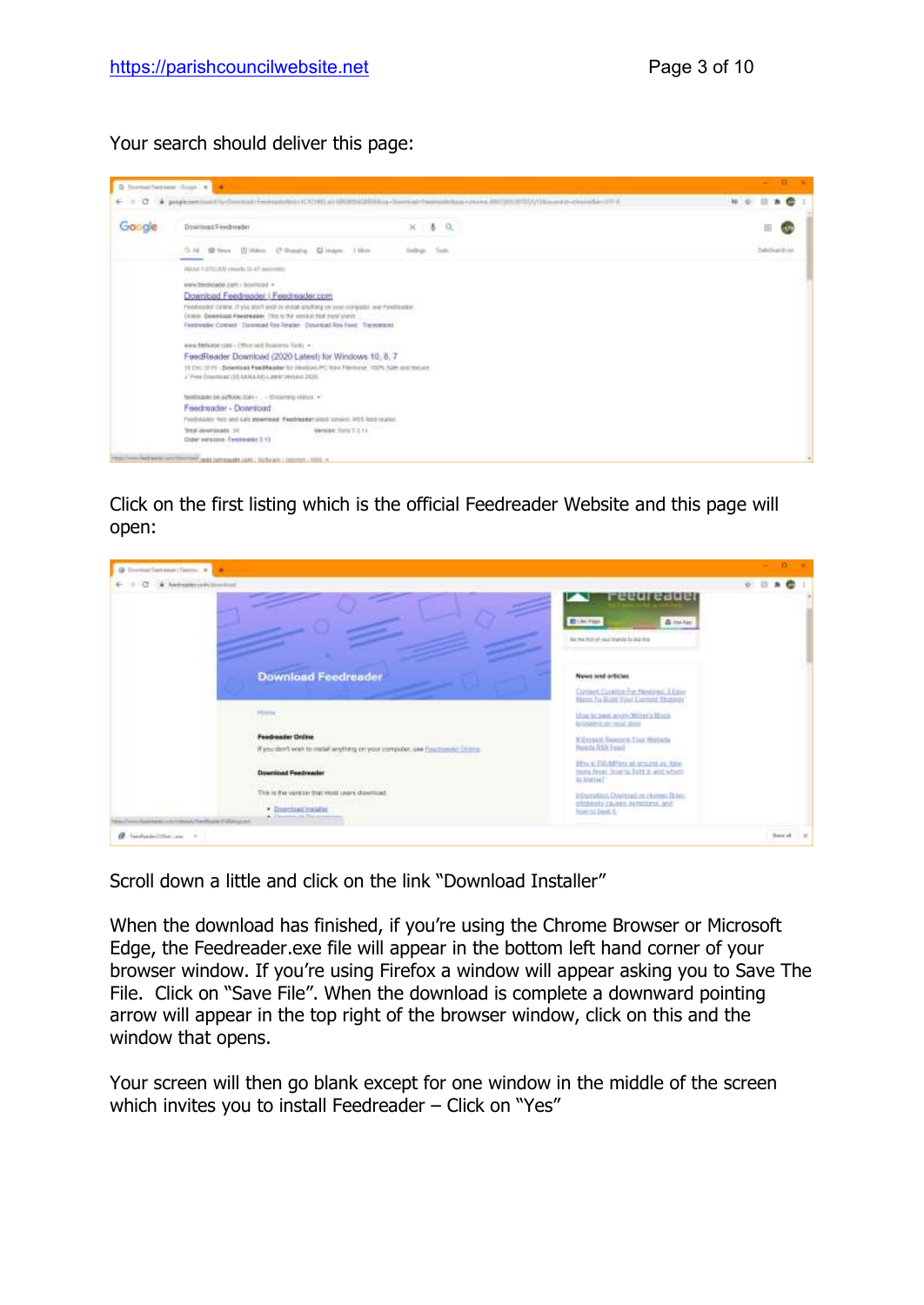Your search should deliver this page:

Click on the first listing which is the official Feedreader Website and this page will open:

Scroll down a little and click on the link "Download Installer"

When the download has finished, if you're using the Chrome Browser or Microsoft Edge, the Feedreader.exe file will appear in the bottom left hand corner of your browser window. If you're using Firefox a window will appear asking you to Save The File. Click on "Save File". When the download is complete a downward pointing arrow will appear in the top right of the browser window, click on this and the window that opens.

Your screen will then go blank except for one window in the middle of the screen which invites you to install Feedreader – Click on "Yes"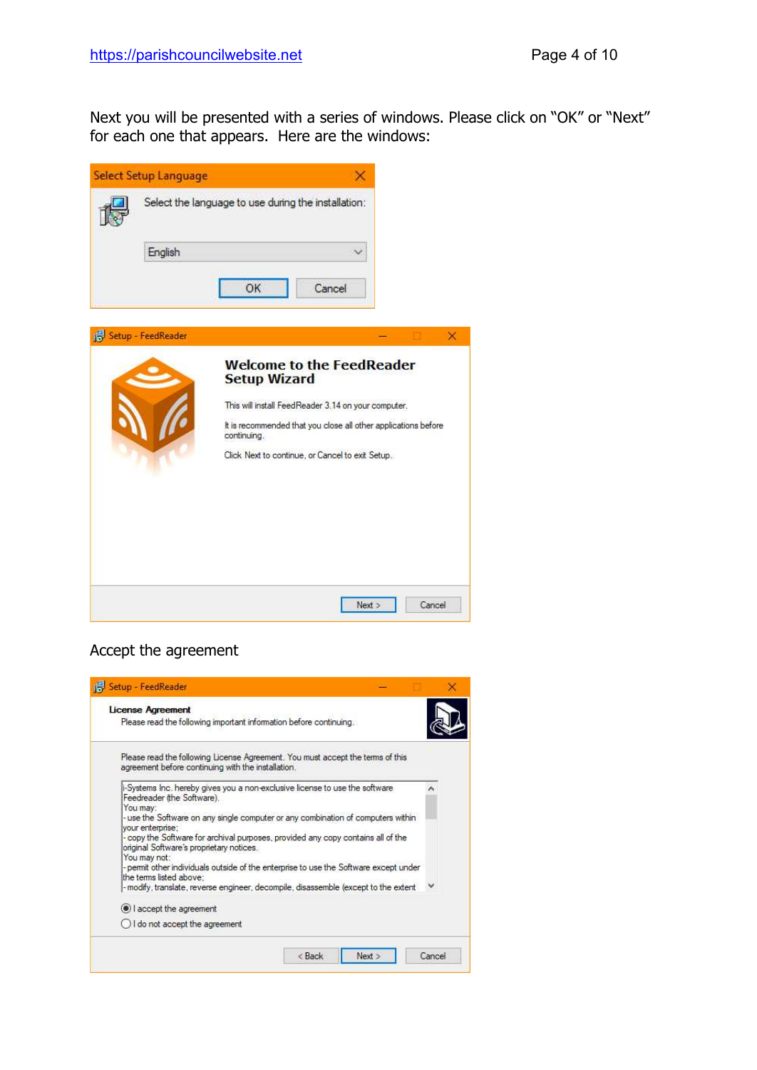Next you will be presented with a series of windows. Please click on "OK" or "Next" for each one that appears. Here are the windows:

Select Setup Language

Select the language to use during the installation:

English

OK Cancel

Setup - FeedReader

**Welcome to the FeedReader Setup Wizard**

This will install FeedReader 3.14 on your computer.

It is recommended that you close all other applications before continuing.

Click Next to continue, or Cancel to exit Setup.

Next > Cancel

Accept the agreement

Setup - FeedReader

**License Agreement**

Please read the following important information before continuing.

Please read the following License Agreement. You must accept the terms of this agreement before continuing with the installation.

i-Systems Inc. hereby gives you a non-exclusive license to use the software Feedreader (the Software).
You may:
- use the Software on any single computer or any combination of computers within your enterprise;
- copy the Software for archival purposes, provided any copy contains all of the original Software's proprietary notices.
You may not:
- permit other individuals outside of the enterprise to use the Software except under the terms listed above;
- modify, translate, reverse engineer, decompile, disassemble (except to the extent

(●) I accept the agreement
( ) I do not accept the agreement

< Back Next > Cancel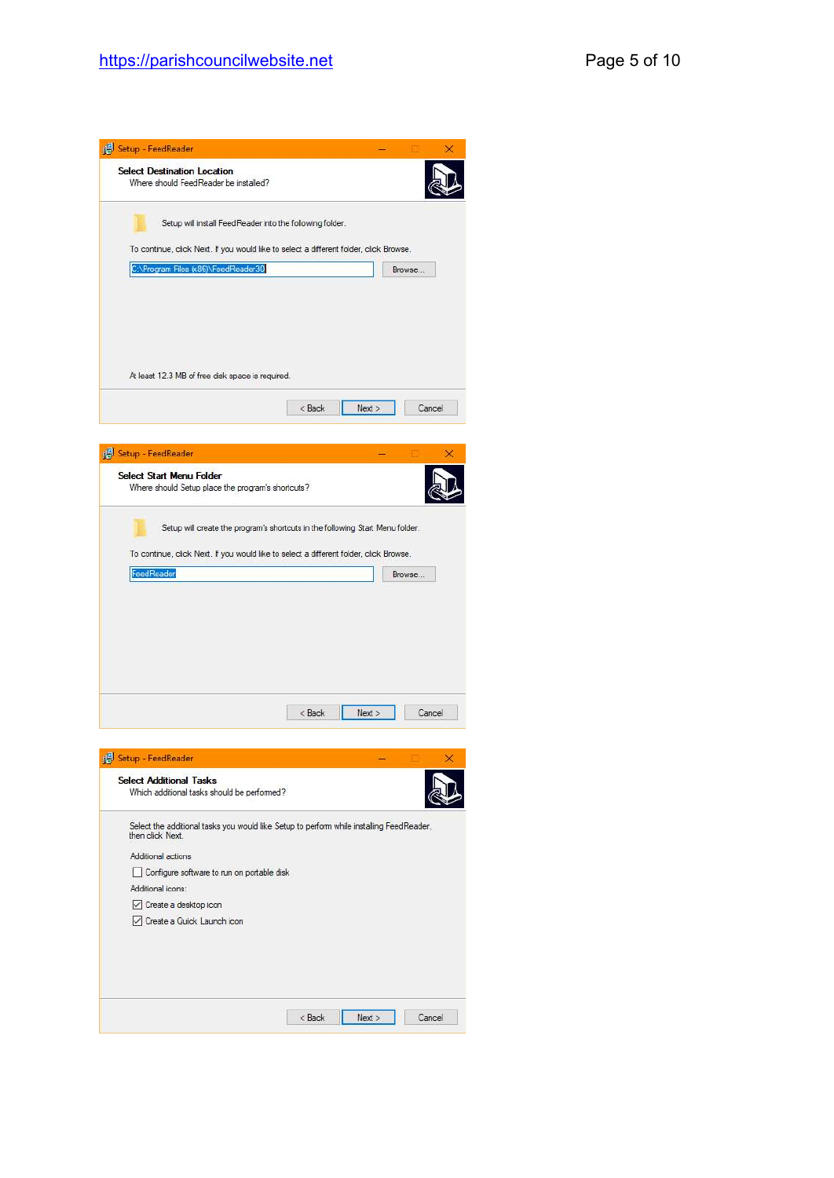Setup - FeedReader

**Select Destination Location**

Where should FeedReader be installed?

Setup will install FeedReader into the following folder.

To continue, click Next. If you would like to select a different folder, click Browse.

C:\Program Files (x86)\FeedReader30

Browse...

At least 12.3 MB of free disk space is required.

< Back | Next > | Cancel

Setup - FeedReader

**Select Start Menu Folder**

Where should Setup place the program's shortcuts?

Setup will create the program's shortcuts in the following Start Menu folder.

To continue, click Next. If you would like to select a different folder, click Browse.

FeedReader

Browse...

< Back | Next > | Cancel

Setup - FeedReader

**Select Additional Tasks**

Which additional tasks should be performed?

Select the additional tasks you would like Setup to perform while installing FeedReader, then click Next.

Additional actions

- [ ] Configure software to run on portable disk

Additional icons:

- [x] Create a desktop icon
- [x] Create a Quick Launch icon

< Back | Next > | Cancel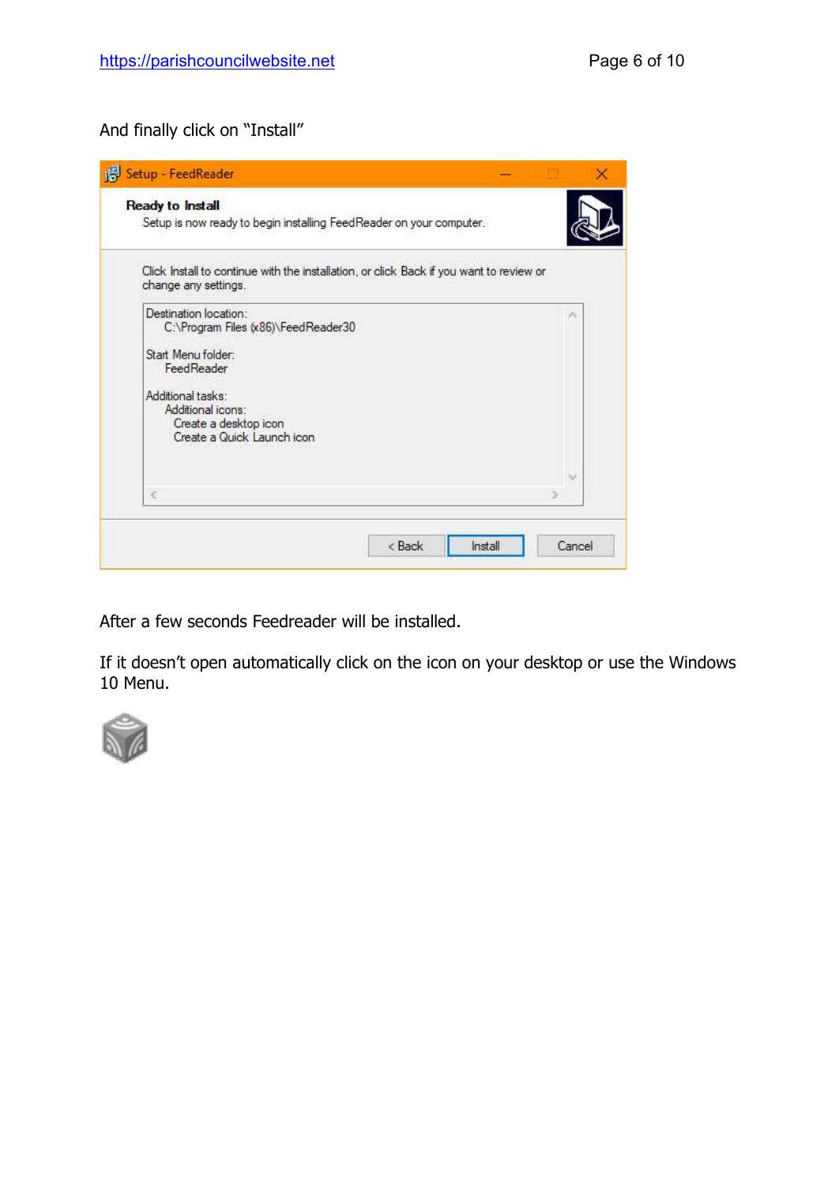And finally click on “Install”

After a few seconds Feedreader will be installed.

If it doesn’t open automatically click on the icon on your desktop or use the Windows 10 Menu.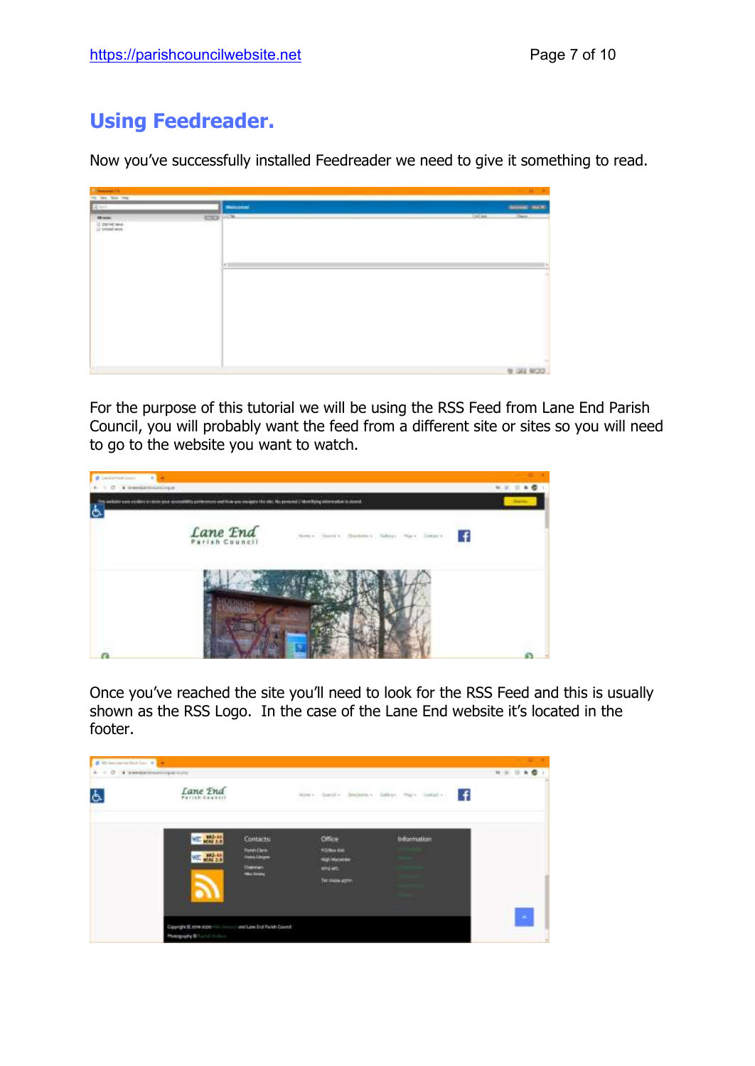# Using Feedreader.

Now you've successfully installed Feedreader we need to give it something to read.

For the purpose of this tutorial we will be using the RSS Feed from Lane End Parish Council, you will probably want the feed from a different site or sites so you will need to go to the website you want to watch.

Once you've reached the site you'll need to look for the RSS Feed and this is usually shown as the RSS Logo. In the case of the Lane End website it's located in the footer.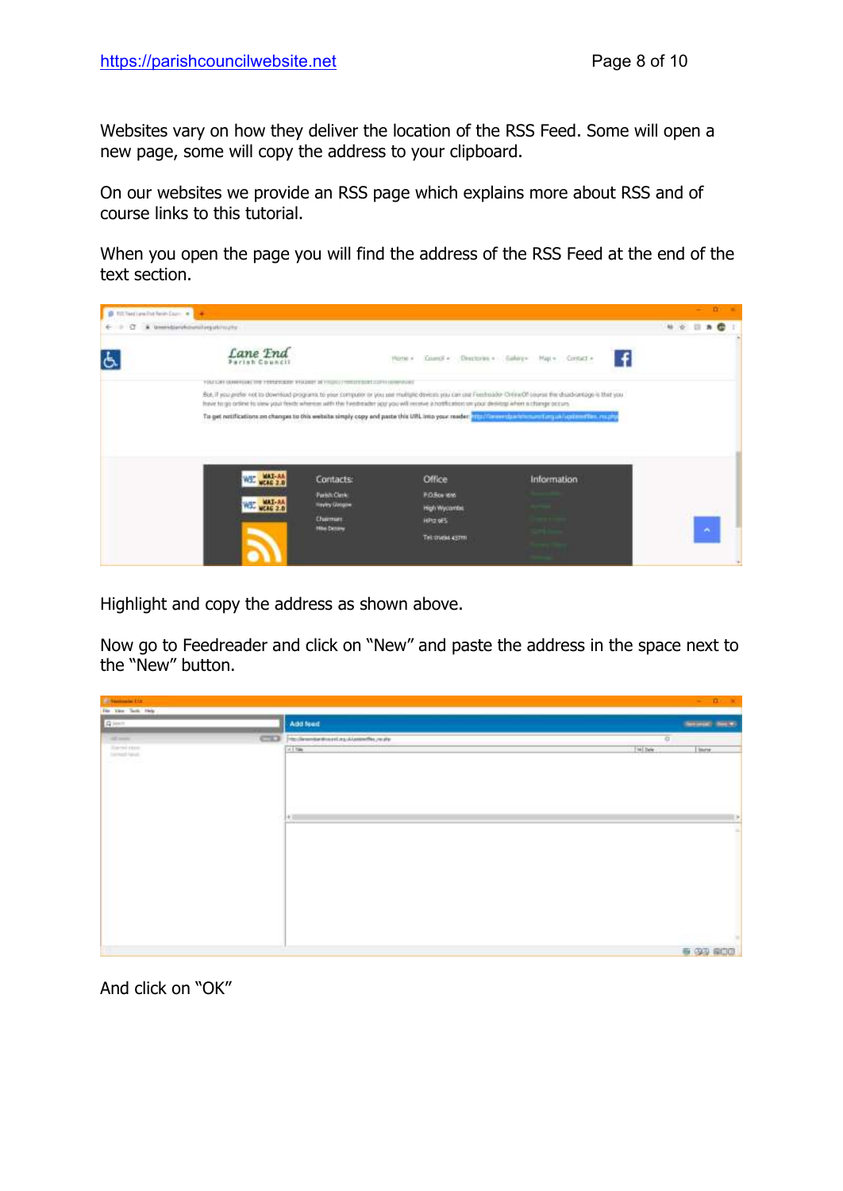Websites vary on how they deliver the location of the RSS Feed. Some will open a new page, some will copy the address to your clipboard.

On our websites we provide an RSS page which explains more about RSS and of course links to this tutorial.

When you open the page you will find the address of the RSS Feed at the end of the text section.

Highlight and copy the address as shown above.

Now go to Feedreader and click on "New" and paste the address in the space next to the "New" button.

And click on "OK"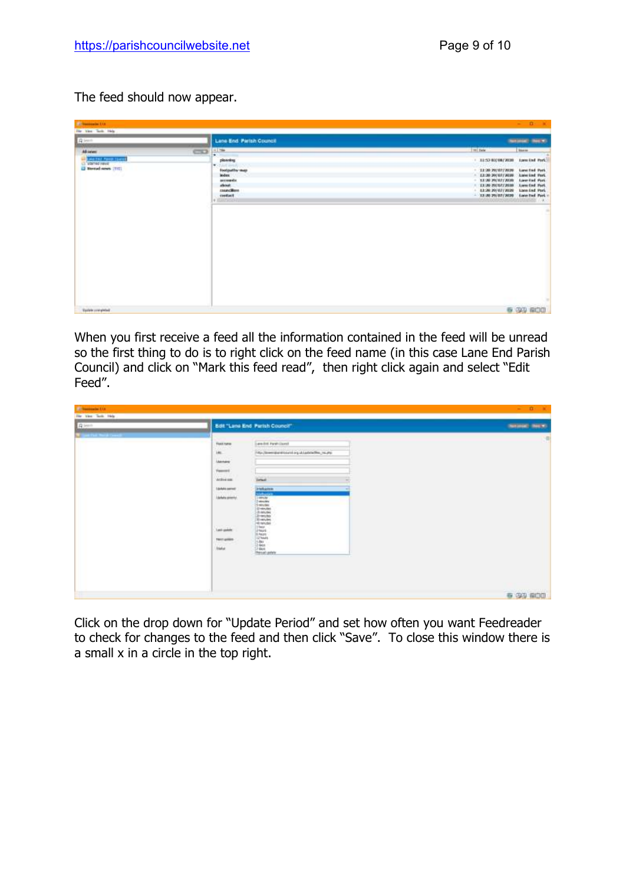The feed should now appear.

When you first receive a feed all the information contained in the feed will be unread so the first thing to do is to right click on the feed name (in this case Lane End Parish Council) and click on "Mark this feed read", then right click again and select "Edit Feed".

Click on the drop down for "Update Period" and set how often you want Feedreader to check for changes to the feed and then click "Save". To close this window there is a small x in a circle in the top right.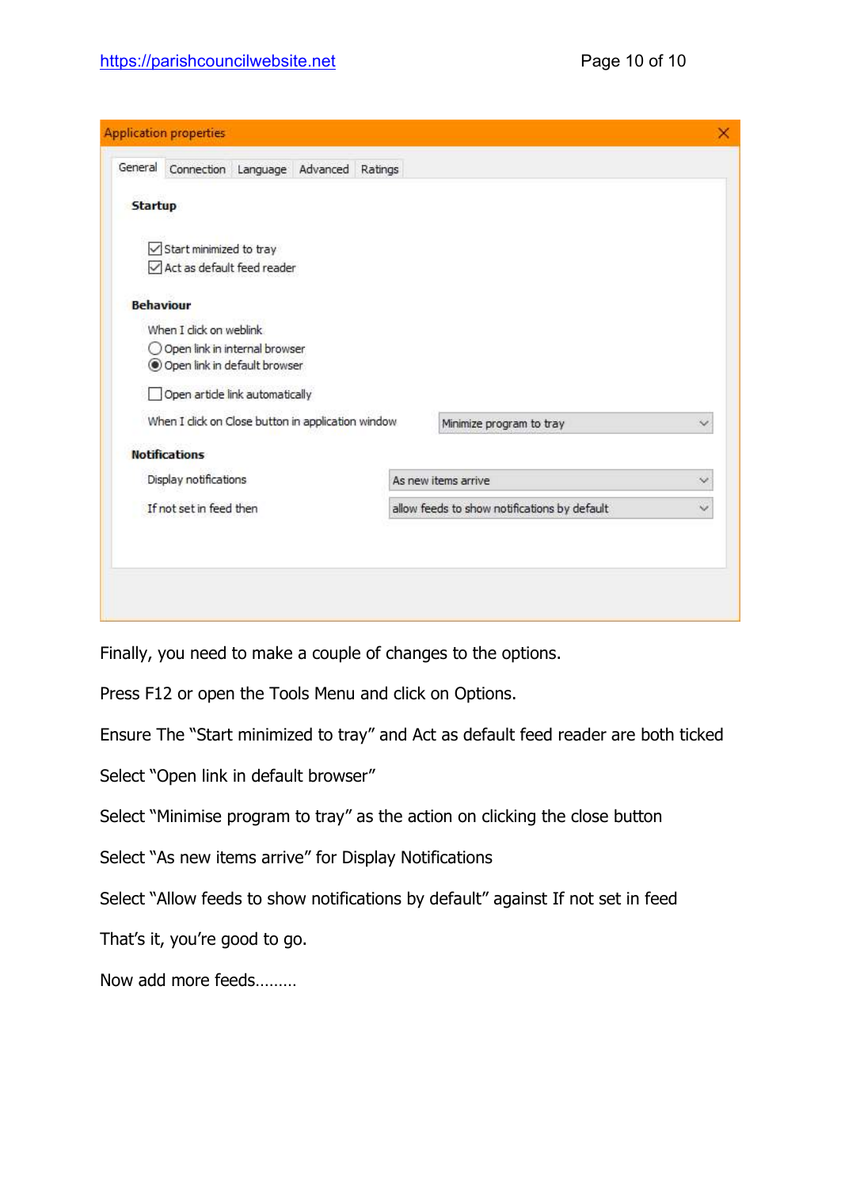Application properties

General | Connection | Language | Advanced | Ratings

**Startup**

- [x] Start minimized to tray
- [x] Act as default feed reader

**Behaviour**

When I click on weblink

- ( ) Open link in internal browser
- (•) Open link in default browser

- [ ] Open article link automatically

When I click on Close button in application window: Minimize program to tray

**Notifications**

Display notifications: As new items arrive

If not set in feed then: allow feeds to show notifications by default

Finally, you need to make a couple of changes to the options.

Press F12 or open the Tools Menu and click on Options.

Ensure The "Start minimized to tray" and Act as default feed reader are both ticked

Select "Open link in default browser"

Select "Minimise program to tray" as the action on clicking the close button

Select "As new items arrive" for Display Notifications

Select "Allow feeds to show notifications by default" against If not set in feed

That's it, you're good to go.

Now add more feeds………